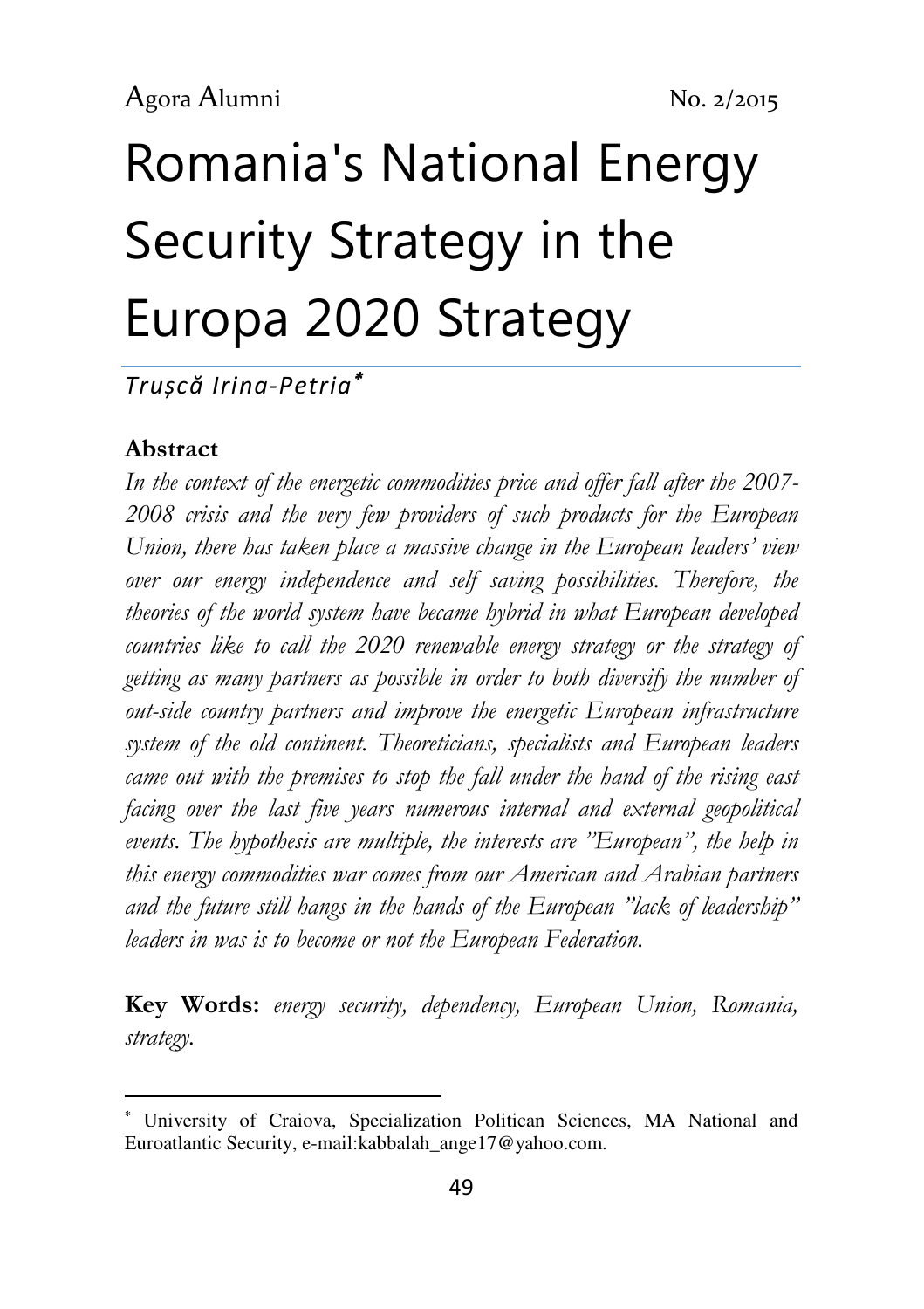# Romania's National Energy Security Strategy in the Europa 2020 Strategy

*Trușcă Irina-Petria*[*]

**Abstract**

*In the context of the energetic commodities price and offer fall after the 2007-2008 crisis and the very few providers of such products for the European Union, there has taken place a massive change in the European leaders' view over our energy independence and self saving possibilities. Therefore, the theories of the world system have became hybrid in what European developed countries like to call the 2020 renewable energy strategy or the strategy of getting as many partners as possible in order to both diversify the number of out-side country partners and improve the energetic European infrastructure system of the old continent. Theoreticians, specialists and European leaders came out with the premises to stop the fall under the hand of the rising east facing over the last five years numerous internal and external geopolitical events. The hypothesis are multiple, the interests are "European", the help in this energy commodities war comes from our American and Arabian partners and the future still hangs in the hands of the European "lack of leadership" leaders in was is to become or not the European Federation.*

**Key Words:** *energy security, dependency, European Union, Romania, strategy.*

---

[*] University of Craiova, Specialization Politican Sciences, MA National and Euroatlantic Security, e-mail:kabbalah_ange17@yahoo.com.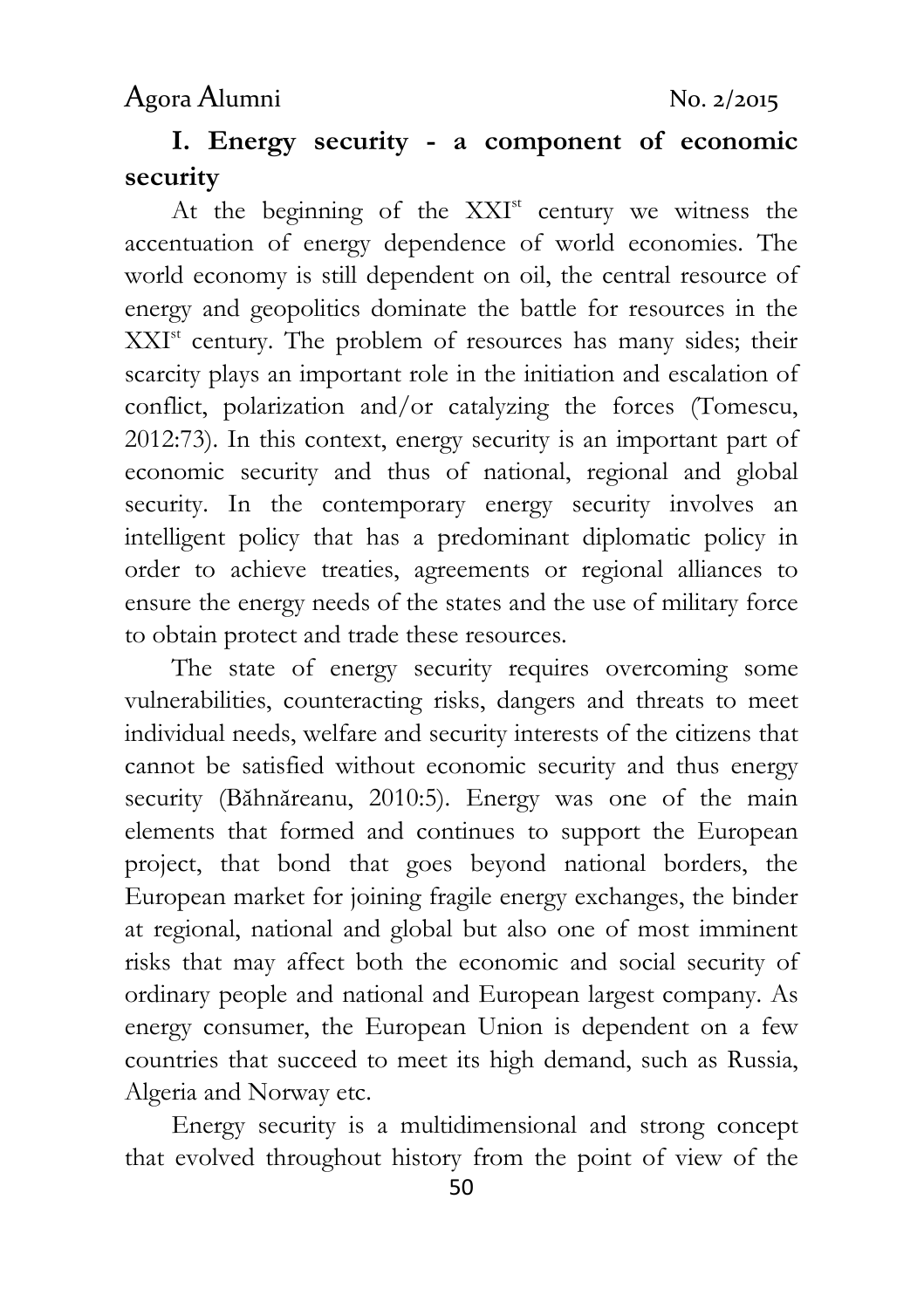## I. Energy security - a component of economic security

At the beginning of the XXI[st] century we witness the accentuation of energy dependence of world economies. The world economy is still dependent on oil, the central resource of energy and geopolitics dominate the battle for resources in the XXI[st] century. The problem of resources has many sides; their scarcity plays an important role in the initiation and escalation of conflict, polarization and/or catalyzing the forces (Tomescu, 2012:73). In this context, energy security is an important part of economic security and thus of national, regional and global security. In the contemporary energy security involves an intelligent policy that has a predominant diplomatic policy in order to achieve treaties, agreements or regional alliances to ensure the energy needs of the states and the use of military force to obtain protect and trade these resources.

The state of energy security requires overcoming some vulnerabilities, counteracting risks, dangers and threats to meet individual needs, welfare and security interests of the citizens that cannot be satisfied without economic security and thus energy security (Băhnăreanu, 2010:5). Energy was one of the main elements that formed and continues to support the European project, that bond that goes beyond national borders, the European market for joining fragile energy exchanges, the binder at regional, national and global but also one of most imminent risks that may affect both the economic and social security of ordinary people and national and European largest company. As energy consumer, the European Union is dependent on a few countries that succeed to meet its high demand, such as Russia, Algeria and Norway etc.

Energy security is a multidimensional and strong concept that evolved throughout history from the point of view of the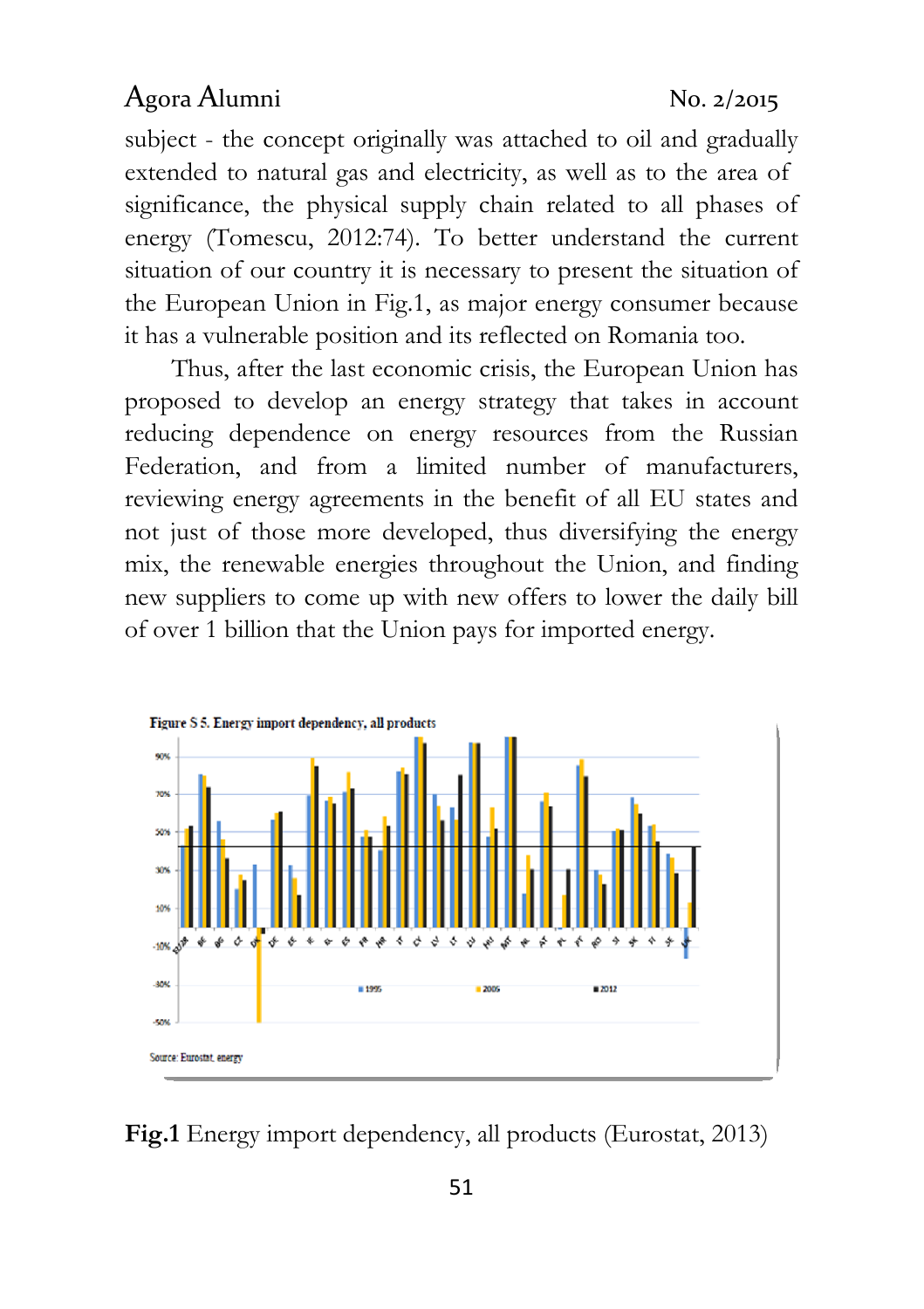subject - the concept originally was attached to oil and gradually extended to natural gas and electricity, as well as to the area of significance, the physical supply chain related to all phases of energy (Tomescu, 2012:74). To better understand the current situation of our country it is necessary to present the situation of the European Union in Fig.1, as major energy consumer because it has a vulnerable position and its reflected on Romania too.

Thus, after the last economic crisis, the European Union has proposed to develop an energy strategy that takes in account reducing dependence on energy resources from the Russian Federation, and from a limited number of manufacturers, reviewing energy agreements in the benefit of all EU states and not just of those more developed, thus diversifying the energy mix, the renewable energies throughout the Union, and finding new suppliers to come up with new offers to lower the daily bill of over 1 billion that the Union pays for imported energy.

**Fig.1** Energy import dependency, all products (Eurostat, 2013)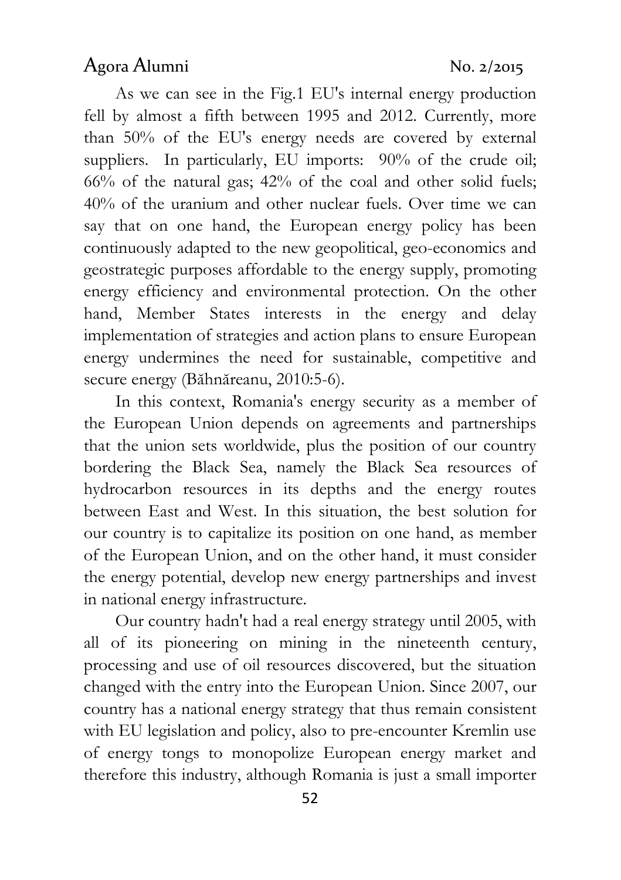As we can see in the Fig.1 EU's internal energy production fell by almost a fifth between 1995 and 2012. Currently, more than 50% of the EU's energy needs are covered by external suppliers. In particularly, EU imports: 90% of the crude oil; 66% of the natural gas; 42% of the coal and other solid fuels; 40% of the uranium and other nuclear fuels. Over time we can say that on one hand, the European energy policy has been continuously adapted to the new geopolitical, geo-economics and geostrategic purposes affordable to the energy supply, promoting energy efficiency and environmental protection. On the other hand, Member States interests in the energy and delay implementation of strategies and action plans to ensure European energy undermines the need for sustainable, competitive and secure energy (Băhnăreanu, 2010:5-6).

In this context, Romania's energy security as a member of the European Union depends on agreements and partnerships that the union sets worldwide, plus the position of our country bordering the Black Sea, namely the Black Sea resources of hydrocarbon resources in its depths and the energy routes between East and West. In this situation, the best solution for our country is to capitalize its position on one hand, as member of the European Union, and on the other hand, it must consider the energy potential, develop new energy partnerships and invest in national energy infrastructure.

Our country hadn't had a real energy strategy until 2005, with all of its pioneering on mining in the nineteenth century, processing and use of oil resources discovered, but the situation changed with the entry into the European Union. Since 2007, our country has a national energy strategy that thus remain consistent with EU legislation and policy, also to pre-encounter Kremlin use of energy tongs to monopolize European energy market and therefore this industry, although Romania is just a small importer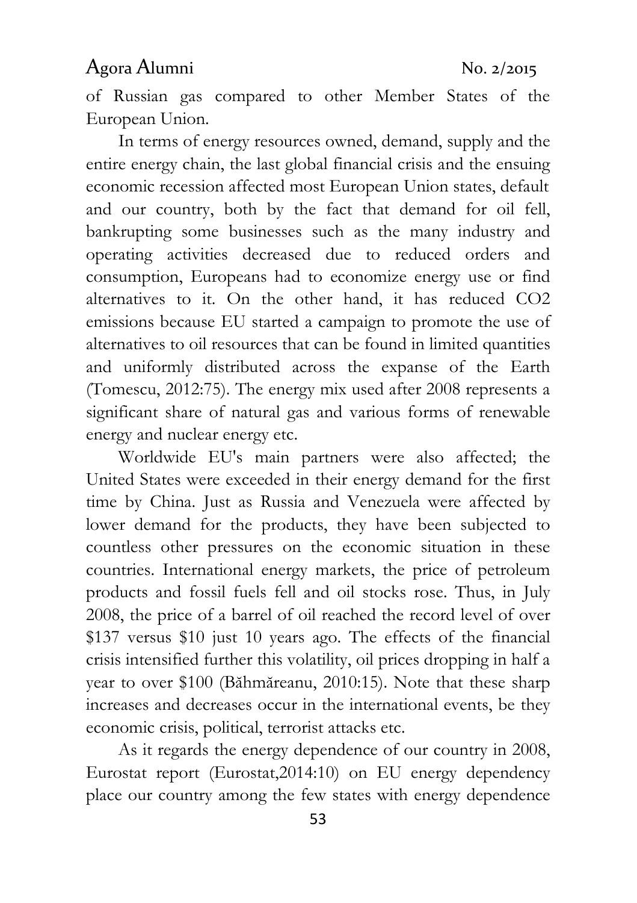of Russian gas compared to other Member States of the European Union.

In terms of energy resources owned, demand, supply and the entire energy chain, the last global financial crisis and the ensuing economic recession affected most European Union states, default and our country, both by the fact that demand for oil fell, bankrupting some businesses such as the many industry and operating activities decreased due to reduced orders and consumption, Europeans had to economize energy use or find alternatives to it. On the other hand, it has reduced $CO_2$ emissions because EU started a campaign to promote the use of alternatives to oil resources that can be found in limited quantities and uniformly distributed across the expanse of the Earth (Tomescu, 2012:75). The energy mix used after 2008 represents a significant share of natural gas and various forms of renewable energy and nuclear energy etc.

Worldwide EU's main partners were also affected; the United States were exceeded in their energy demand for the first time by China. Just as Russia and Venezuela were affected by lower demand for the products, they have been subjected to countless other pressures on the economic situation in these countries. International energy markets, the price of petroleum products and fossil fuels fell and oil stocks rose. Thus, in July 2008, the price of a barrel of oil reached the record level of over \$137 versus \$10 just 10 years ago. The effects of the financial crisis intensified further this volatility, oil prices dropping in half a year to over \$100 (Băhmăreanu, 2010:15). Note that these sharp increases and decreases occur in the international events, be they economic crisis, political, terrorist attacks etc.

As it regards the energy dependence of our country in 2008, Eurostat report (Eurostat,2014:10) on EU energy dependency place our country among the few states with energy dependence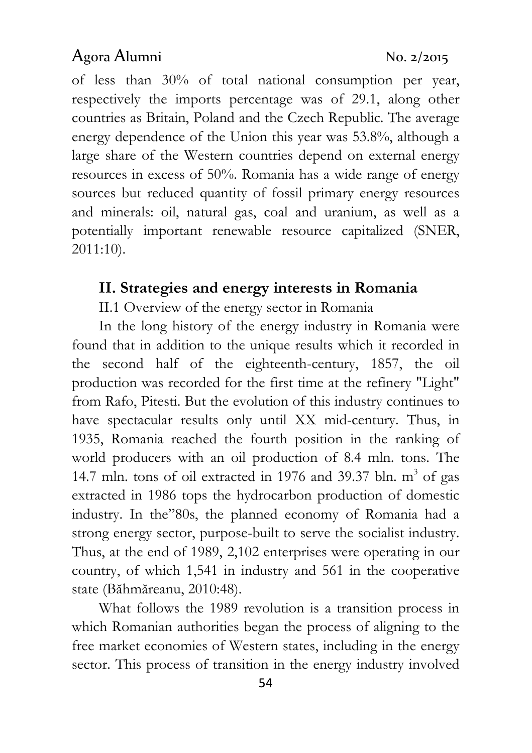of less than 30% of total national consumption per year, respectively the imports percentage was of 29.1, along other countries as Britain, Poland and the Czech Republic. The average energy dependence of the Union this year was 53.8%, although a large share of the Western countries depend on external energy resources in excess of 50%. Romania has a wide range of energy sources but reduced quantity of fossil primary energy resources and minerals: oil, natural gas, coal and uranium, as well as a potentially important renewable resource capitalized (SNER, 2011:10).

## II. Strategies and energy interests in Romania

### II.1 Overview of the energy sector in Romania

In the long history of the energy industry in Romania were found that in addition to the unique results which it recorded in the second half of the eighteenth-century, 1857, the oil production was recorded for the first time at the refinery "Light" from Rafo, Pitesti. But the evolution of this industry continues to have spectacular results only until XX mid-century. Thus, in 1935, Romania reached the fourth position in the ranking of world producers with an oil production of 8.4 mln. tons. The 14.7 mln. tons of oil extracted in 1976 and 39.37 bln. $m^3$ of gas extracted in 1986 tops the hydrocarbon production of domestic industry. In the"80s, the planned economy of Romania had a strong energy sector, purpose-built to serve the socialist industry. Thus, at the end of 1989, 2,102 enterprises were operating in our country, of which 1,541 in industry and 561 in the cooperative state (Băhmăreanu, 2010:48).

What follows the 1989 revolution is a transition process in which Romanian authorities began the process of aligning to the free market economies of Western states, including in the energy sector. This process of transition in the energy industry involved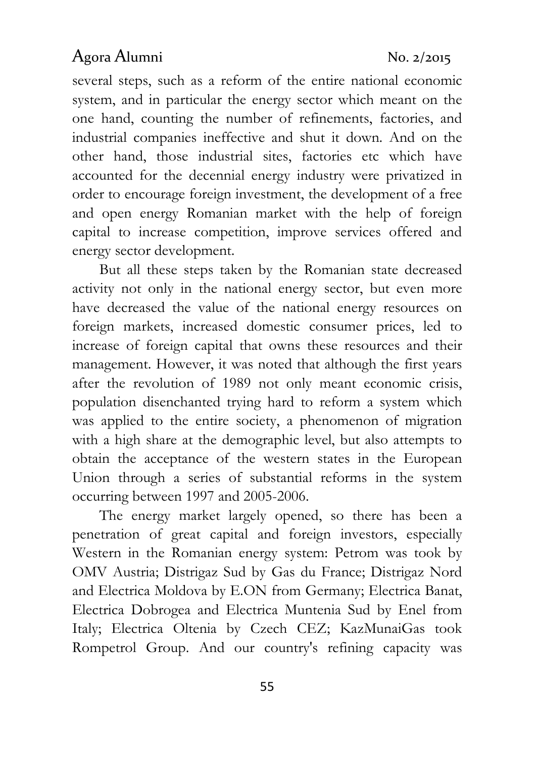several steps, such as a reform of the entire national economic system, and in particular the energy sector which meant on the one hand, counting the number of refinements, factories, and industrial companies ineffective and shut it down. And on the other hand, those industrial sites, factories etc which have accounted for the decennial energy industry were privatized in order to encourage foreign investment, the development of a free and open energy Romanian market with the help of foreign capital to increase competition, improve services offered and energy sector development.

But all these steps taken by the Romanian state decreased activity not only in the national energy sector, but even more have decreased the value of the national energy resources on foreign markets, increased domestic consumer prices, led to increase of foreign capital that owns these resources and their management. However, it was noted that although the first years after the revolution of 1989 not only meant economic crisis, population disenchanted trying hard to reform a system which was applied to the entire society, a phenomenon of migration with a high share at the demographic level, but also attempts to obtain the acceptance of the western states in the European Union through a series of substantial reforms in the system occurring between 1997 and 2005-2006.

The energy market largely opened, so there has been a penetration of great capital and foreign investors, especially Western in the Romanian energy system: Petrom was took by OMV Austria; Distrigaz Sud by Gas du France; Distrigaz Nord and Electrica Moldova by E.ON from Germany; Electrica Banat, Electrica Dobrogea and Electrica Muntenia Sud by Enel from Italy; Electrica Oltenia by Czech CEZ; KazMunaiGas took Rompetrol Group. And our country's refining capacity was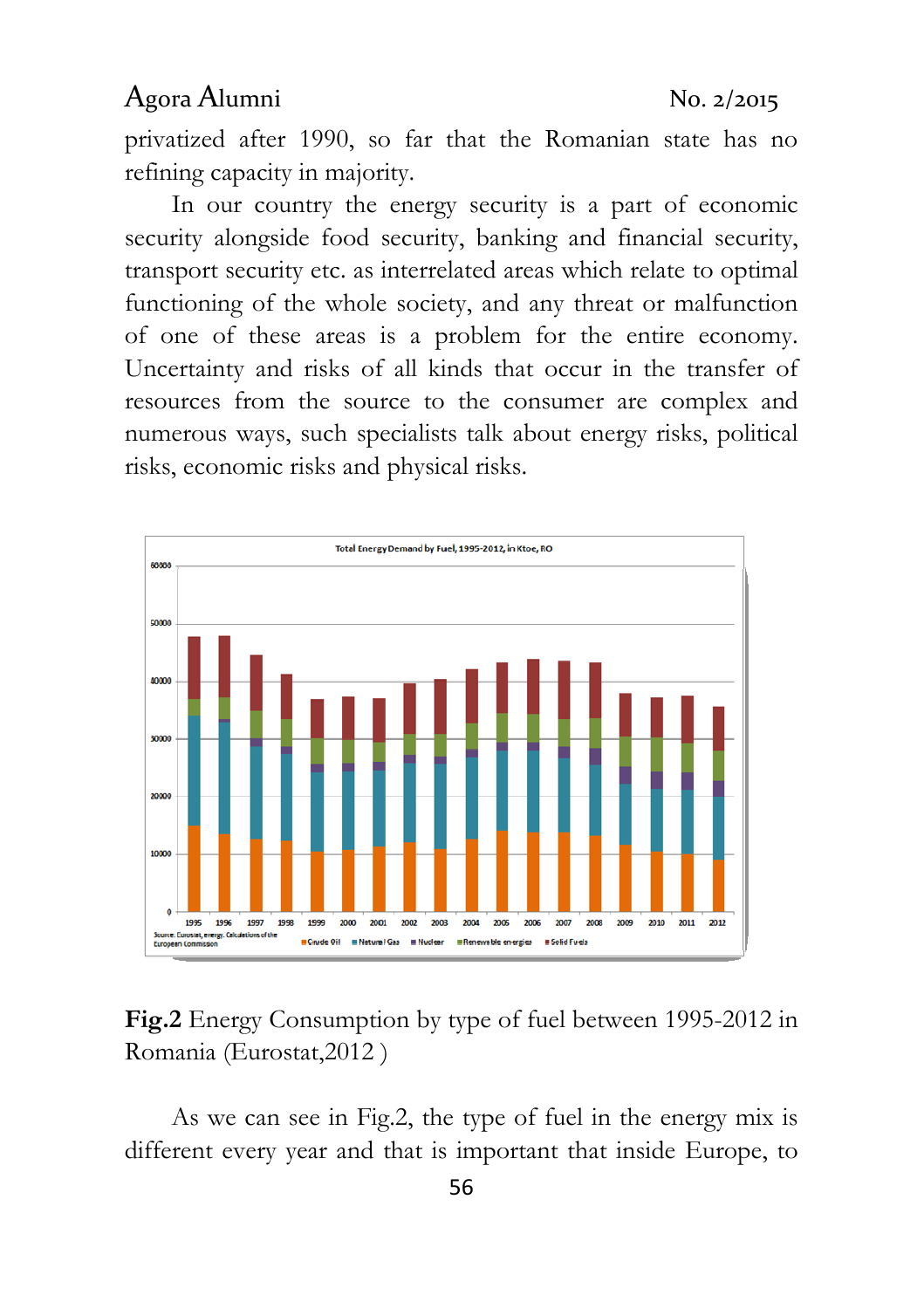privatized after 1990, so far that the Romanian state has no refining capacity in majority.

In our country the energy security is a part of economic security alongside food security, banking and financial security, transport security etc. as interrelated areas which relate to optimal functioning of the whole society, and any threat or malfunction of one of these areas is a problem for the entire economy. Uncertainty and risks of all kinds that occur in the transfer of resources from the source to the consumer are complex and numerous ways, such specialists talk about energy risks, political risks, economic risks and physical risks.

**Fig.2** Energy Consumption by type of fuel between 1995-2012 in Romania (Eurostat,2012 )

As we can see in Fig.2, the type of fuel in the energy mix is different every year and that is important that inside Europe, to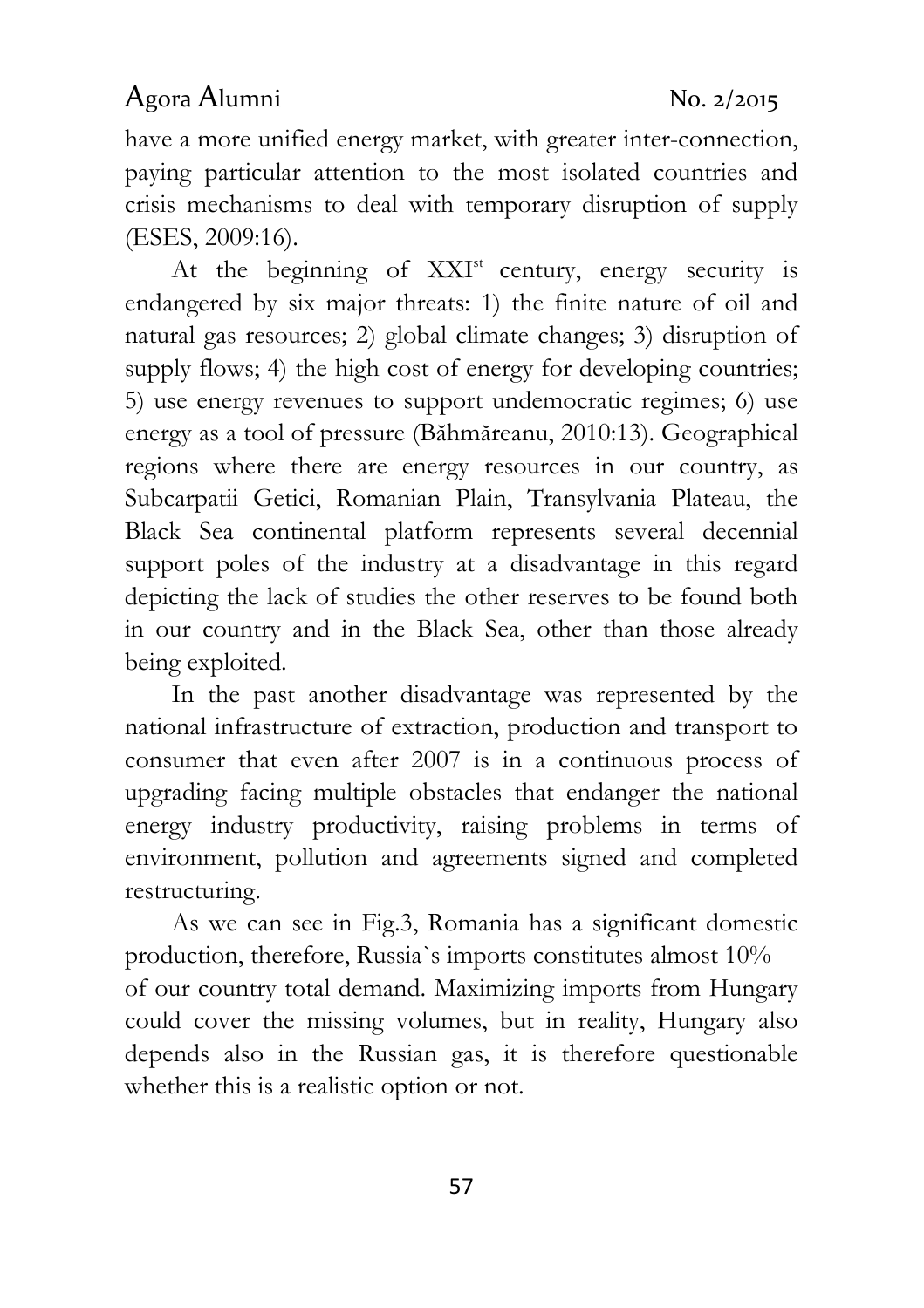have a more unified energy market, with greater inter-connection, paying particular attention to the most isolated countries and crisis mechanisms to deal with temporary disruption of supply (ESES, 2009:16).

At the beginning of XXI[st] century, energy security is endangered by six major threats: 1) the finite nature of oil and natural gas resources; 2) global climate changes; 3) disruption of supply flows; 4) the high cost of energy for developing countries; 5) use energy revenues to support undemocratic regimes; 6) use energy as a tool of pressure (Băhmăreanu, 2010:13). Geographical regions where there are energy resources in our country, as Subcarpatii Getici, Romanian Plain, Transylvania Plateau, the Black Sea continental platform represents several decennial support poles of the industry at a disadvantage in this regard depicting the lack of studies the other reserves to be found both in our country and in the Black Sea, other than those already being exploited.

In the past another disadvantage was represented by the national infrastructure of extraction, production and transport to consumer that even after 2007 is in a continuous process of upgrading facing multiple obstacles that endanger the national energy industry productivity, raising problems in terms of environment, pollution and agreements signed and completed restructuring.

As we can see in Fig.3, Romania has a significant domestic production, therefore, Russia`s imports constitutes almost 10% of our country total demand. Maximizing imports from Hungary could cover the missing volumes, but in reality, Hungary also depends also in the Russian gas, it is therefore questionable whether this is a realistic option or not.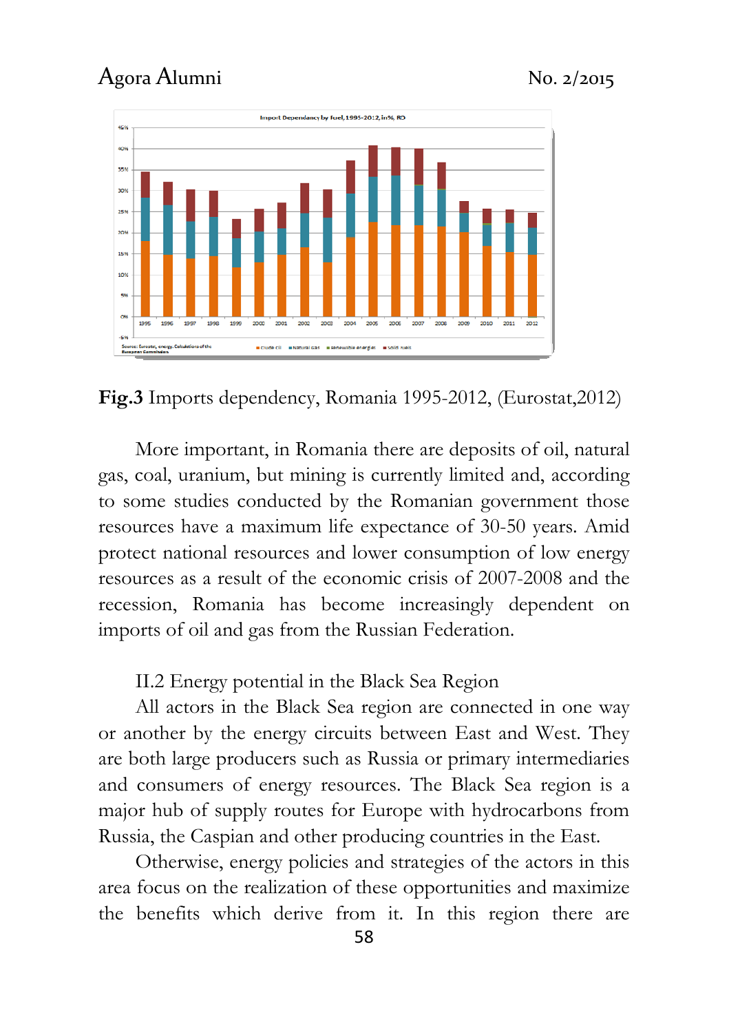**Fig.3** Imports dependency, Romania 1995-2012, (Eurostat,2012)

More important, in Romania there are deposits of oil, natural gas, coal, uranium, but mining is currently limited and, according to some studies conducted by the Romanian government those resources have a maximum life expectance of 30-50 years. Amid protect national resources and lower consumption of low energy resources as a result of the economic crisis of 2007-2008 and the recession, Romania has become increasingly dependent on imports of oil and gas from the Russian Federation.

II.2 Energy potential in the Black Sea Region

All actors in the Black Sea region are connected in one way or another by the energy circuits between East and West. They are both large producers such as Russia or primary intermediaries and consumers of energy resources. The Black Sea region is a major hub of supply routes for Europe with hydrocarbons from Russia, the Caspian and other producing countries in the East.

Otherwise, energy policies and strategies of the actors in this area focus on the realization of these opportunities and maximize the benefits which derive from it. In this region there are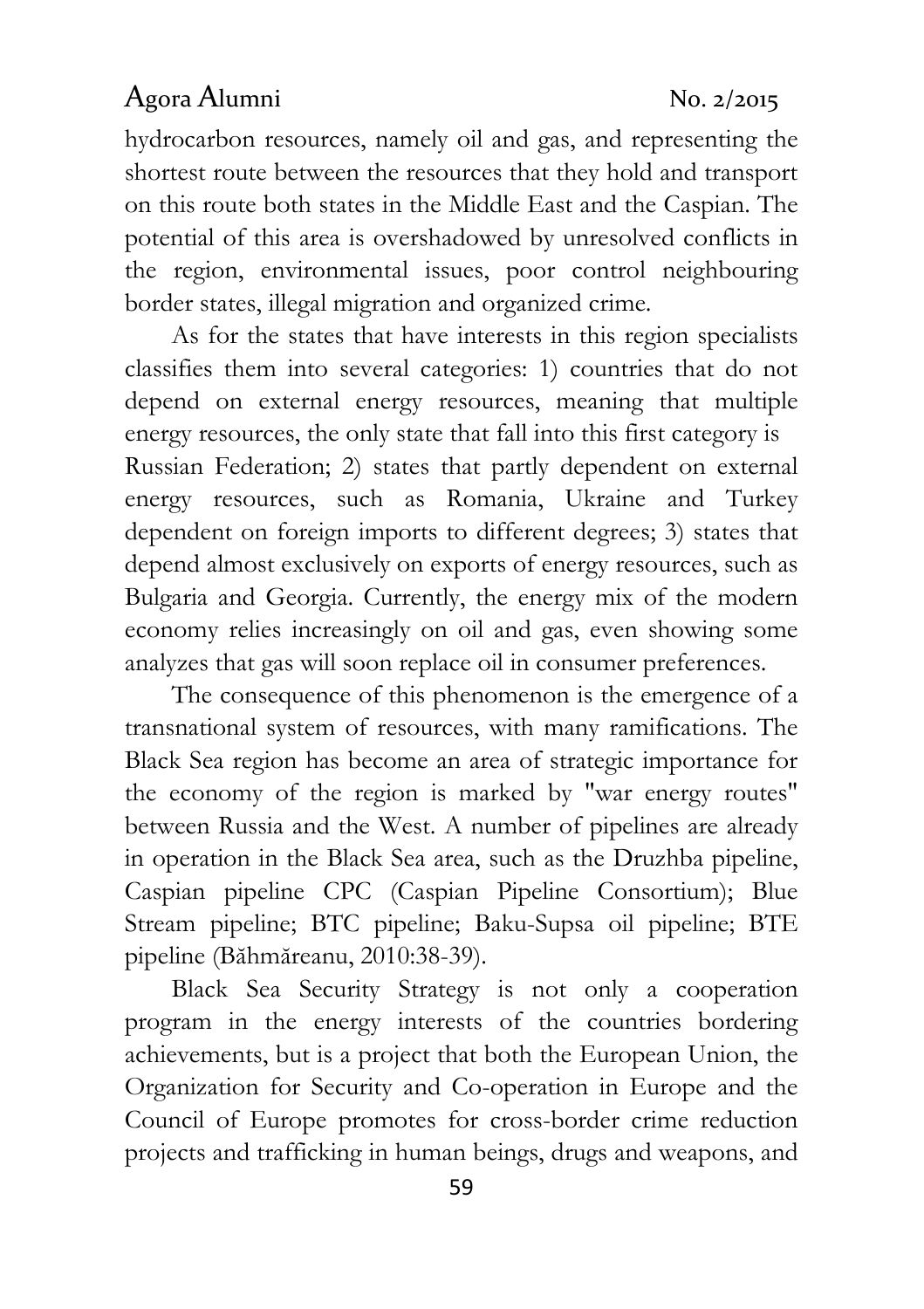hydrocarbon resources, namely oil and gas, and representing the shortest route between the resources that they hold and transport on this route both states in the Middle East and the Caspian. The potential of this area is overshadowed by unresolved conflicts in the region, environmental issues, poor control neighbouring border states, illegal migration and organized crime.

As for the states that have interests in this region specialists classifies them into several categories: 1) countries that do not depend on external energy resources, meaning that multiple energy resources, the only state that fall into this first category is Russian Federation; 2) states that partly dependent on external energy resources, such as Romania, Ukraine and Turkey dependent on foreign imports to different degrees; 3) states that depend almost exclusively on exports of energy resources, such as Bulgaria and Georgia. Currently, the energy mix of the modern economy relies increasingly on oil and gas, even showing some analyzes that gas will soon replace oil in consumer preferences.

The consequence of this phenomenon is the emergence of a transnational system of resources, with many ramifications. The Black Sea region has become an area of strategic importance for the economy of the region is marked by "war energy routes" between Russia and the West. A number of pipelines are already in operation in the Black Sea area, such as the Druzhba pipeline, Caspian pipeline CPC (Caspian Pipeline Consortium); Blue Stream pipeline; BTC pipeline; Baku-Supsa oil pipeline; BTE pipeline (Băhmăreanu, 2010:38-39).

Black Sea Security Strategy is not only a cooperation program in the energy interests of the countries bordering achievements, but is a project that both the European Union, the Organization for Security and Co-operation in Europe and the Council of Europe promotes for cross-border crime reduction projects and trafficking in human beings, drugs and weapons, and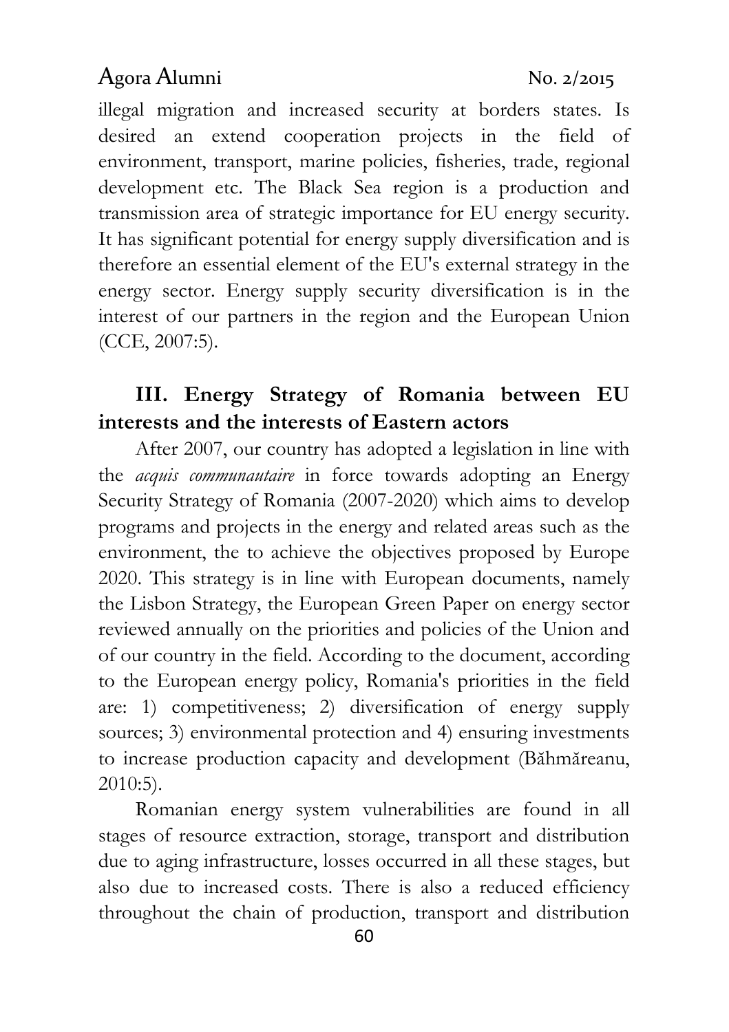illegal migration and increased security at borders states. Is desired an extend cooperation projects in the field of environment, transport, marine policies, fisheries, trade, regional development etc. The Black Sea region is a production and transmission area of strategic importance for EU energy security. It has significant potential for energy supply diversification and is therefore an essential element of the EU's external strategy in the energy sector. Energy supply security diversification is in the interest of our partners in the region and the European Union (CCE, 2007:5).

## III. Energy Strategy of Romania between EU interests and the interests of Eastern actors

After 2007, our country has adopted a legislation in line with the *acquis communautaire* in force towards adopting an Energy Security Strategy of Romania (2007-2020) which aims to develop programs and projects in the energy and related areas such as the environment, the to achieve the objectives proposed by Europe 2020. This strategy is in line with European documents, namely the Lisbon Strategy, the European Green Paper on energy sector reviewed annually on the priorities and policies of the Union and of our country in the field. According to the document, according to the European energy policy, Romania's priorities in the field are: 1) competitiveness; 2) diversification of energy supply sources; 3) environmental protection and 4) ensuring investments to increase production capacity and development (Băhmăreanu, 2010:5).

Romanian energy system vulnerabilities are found in all stages of resource extraction, storage, transport and distribution due to aging infrastructure, losses occurred in all these stages, but also due to increased costs. There is also a reduced efficiency throughout the chain of production, transport and distribution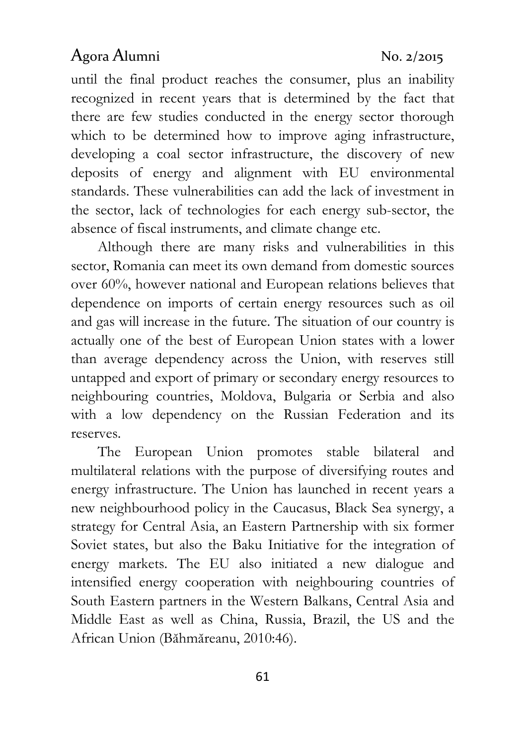until the final product reaches the consumer, plus an inability recognized in recent years that is determined by the fact that there are few studies conducted in the energy sector thorough which to be determined how to improve aging infrastructure, developing a coal sector infrastructure, the discovery of new deposits of energy and alignment with EU environmental standards. These vulnerabilities can add the lack of investment in the sector, lack of technologies for each energy sub-sector, the absence of fiscal instruments, and climate change etc.

Although there are many risks and vulnerabilities in this sector, Romania can meet its own demand from domestic sources over 60%, however national and European relations believes that dependence on imports of certain energy resources such as oil and gas will increase in the future. The situation of our country is actually one of the best of European Union states with a lower than average dependency across the Union, with reserves still untapped and export of primary or secondary energy resources to neighbouring countries, Moldova, Bulgaria or Serbia and also with a low dependency on the Russian Federation and its reserves.

The European Union promotes stable bilateral and multilateral relations with the purpose of diversifying routes and energy infrastructure. The Union has launched in recent years a new neighbourhood policy in the Caucasus, Black Sea synergy, a strategy for Central Asia, an Eastern Partnership with six former Soviet states, but also the Baku Initiative for the integration of energy markets. The EU also initiated a new dialogue and intensified energy cooperation with neighbouring countries of South Eastern partners in the Western Balkans, Central Asia and Middle East as well as China, Russia, Brazil, the US and the African Union (Băhmăreanu, 2010:46).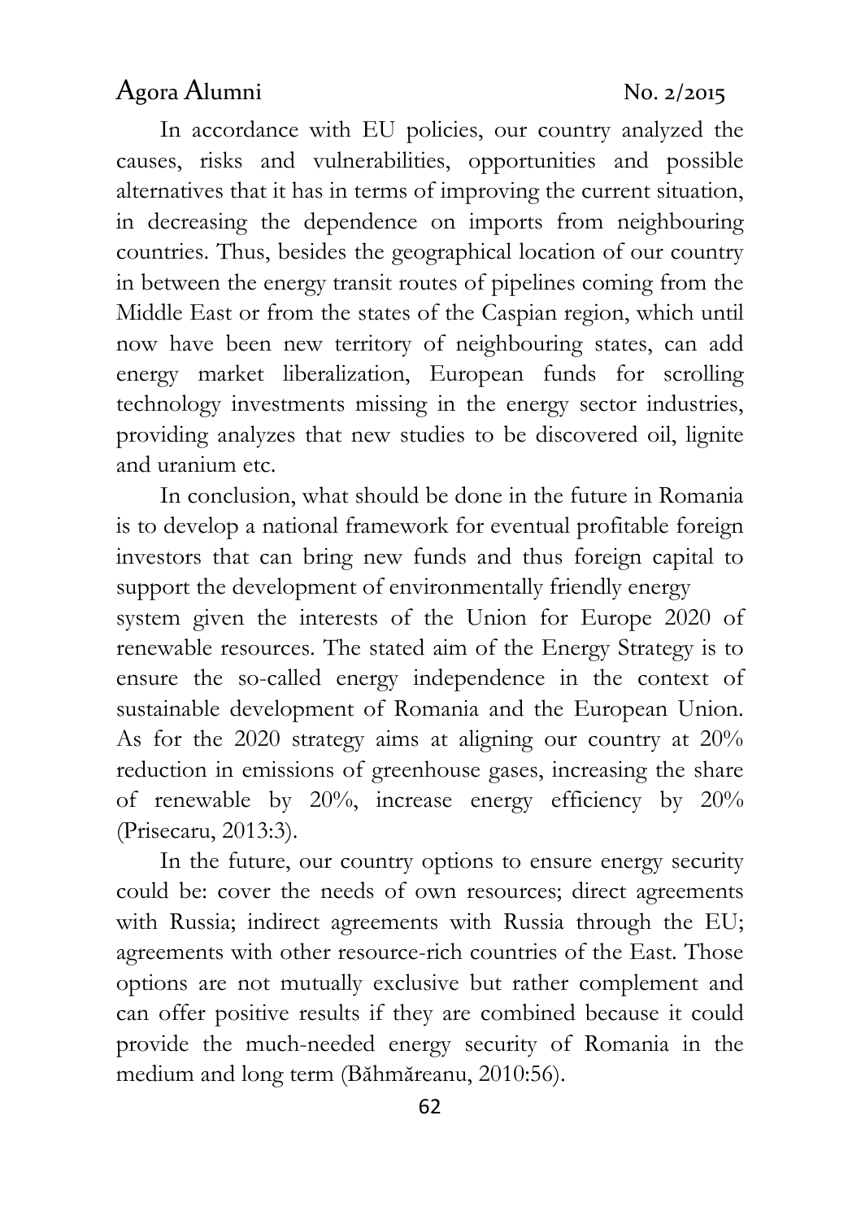In accordance with EU policies, our country analyzed the causes, risks and vulnerabilities, opportunities and possible alternatives that it has in terms of improving the current situation, in decreasing the dependence on imports from neighbouring countries. Thus, besides the geographical location of our country in between the energy transit routes of pipelines coming from the Middle East or from the states of the Caspian region, which until now have been new territory of neighbouring states, can add energy market liberalization, European funds for scrolling technology investments missing in the energy sector industries, providing analyzes that new studies to be discovered oil, lignite and uranium etc.

In conclusion, what should be done in the future in Romania is to develop a national framework for eventual profitable foreign investors that can bring new funds and thus foreign capital to support the development of environmentally friendly energy system given the interests of the Union for Europe 2020 of renewable resources. The stated aim of the Energy Strategy is to ensure the so-called energy independence in the context of sustainable development of Romania and the European Union. As for the 2020 strategy aims at aligning our country at 20% reduction in emissions of greenhouse gases, increasing the share of renewable by 20%, increase energy efficiency by 20% (Prisecaru, 2013:3).

In the future, our country options to ensure energy security could be: cover the needs of own resources; direct agreements with Russia; indirect agreements with Russia through the EU; agreements with other resource-rich countries of the East. Those options are not mutually exclusive but rather complement and can offer positive results if they are combined because it could provide the much-needed energy security of Romania in the medium and long term (Băhmăreanu, 2010:56).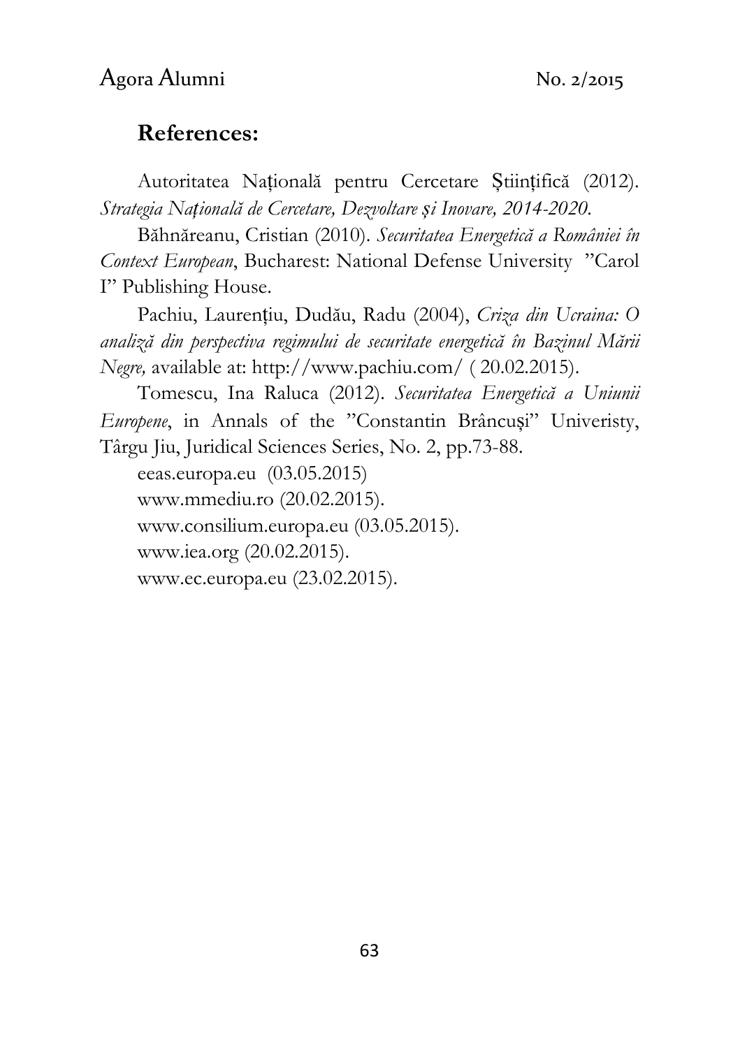## References:

Autoritatea Națională pentru Cercetare Științifică (2012). *Strategia Națională de Cercetare, Dezvoltare și Inovare, 2014-2020*.

Băhnăreanu, Cristian (2010). *Securitatea Energetică a României în Context European*, Bucharest: National Defense University "Carol I" Publishing House.

Pachiu, Laurențiu, Dudău, Radu (2004), *Criza din Ucraina: O analiză din perspectiva regimului de securitate energetică în Bazinul Mării Negre,* available at: http://www.pachiu.com/ ( 20.02.2015).

Tomescu, Ina Raluca (2012). *Securitatea Energetică a Uniunii Europene*, in Annals of the "Constantin Brâncuși" Univeristy, Târgu Jiu, Juridical Sciences Series, No. 2, pp.73-88.

eeas.europa.eu (03.05.2015)

www.mmediu.ro (20.02.2015).

www.consilium.europa.eu (03.05.2015).

www.iea.org (20.02.2015).

www.ec.europa.eu (23.02.2015).